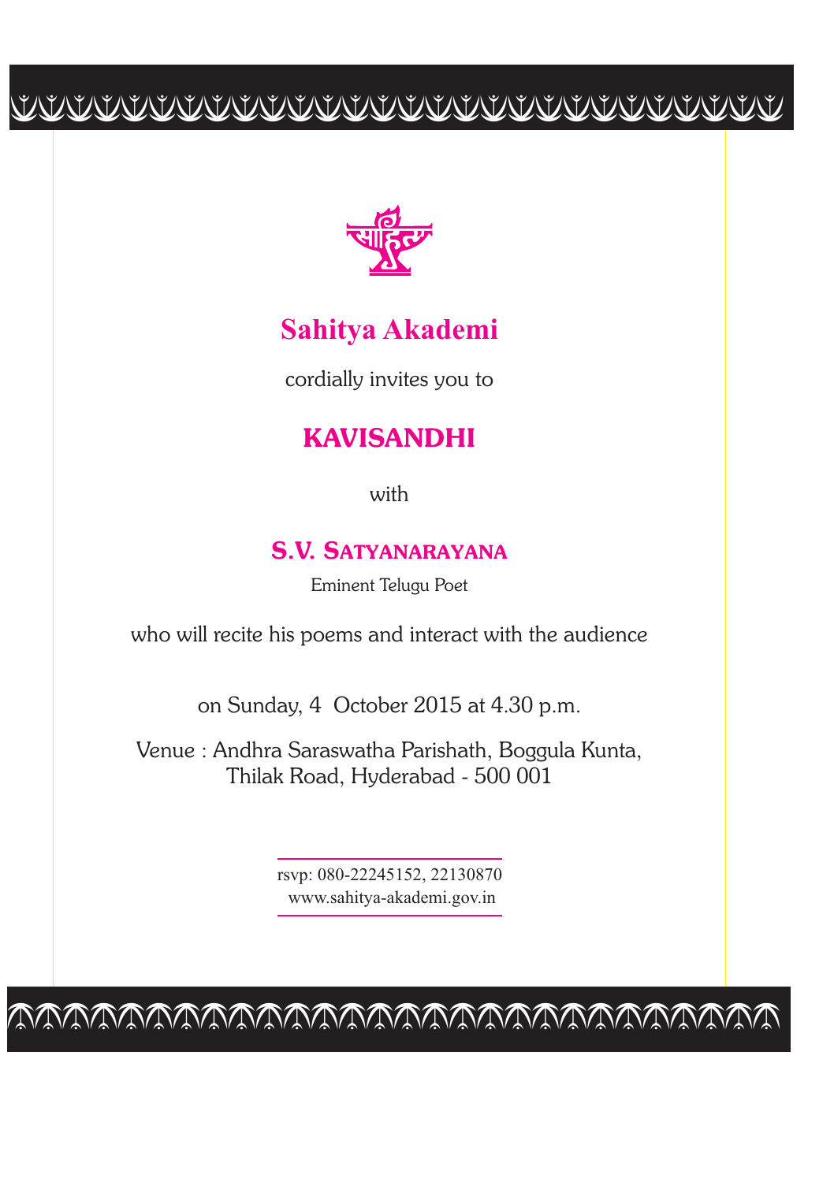# Sahitya Akademi

cordially invites you to

## KAVISANDHI

with

### S.V. SATYANARAYANA

Eminent Telugu Poet

who will recite his poems and interact with the audience

on Sunday, 4 October 2015 at 4.30 p.m.

Venue : Andhra Saraswatha Parishath, Boggula Kunta,
Thilak Road, Hyderabad - 500 001

rsvp: 080-22245152, 22130870
www.sahitya-akademi.gov.in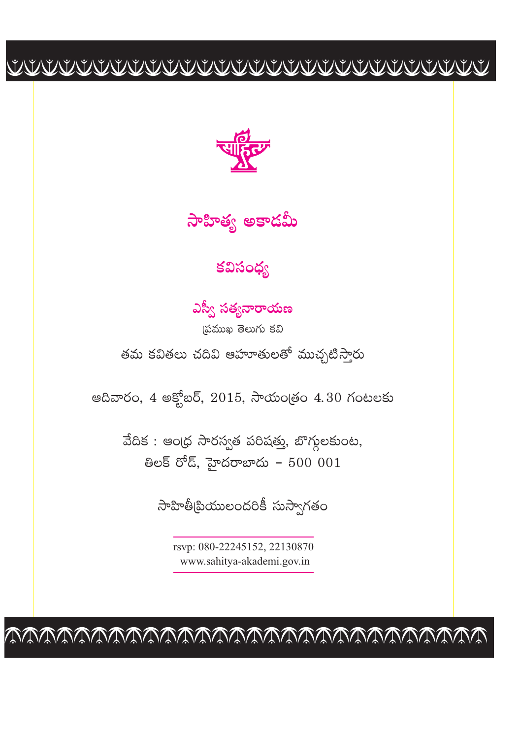# సాహిత్య అకాడమీ

## కవిసంధ్య

### ఎస్వీ సత్యనారాయణ

ప్రముఖ తెలుగు కవి

తమ కవితలు చదివి ఆహూతులతో ముచ్చటిస్తారు

ఆదివారం, 4 అక్టోబర్, 2015, సాయంత్రం 4.30 గంటలకు

వేదిక : ఆంధ్ర సారస్వత పరిషత్తు, బొగ్గులకుంట,
తిలక్ రోడ్, హైదరాబాదు – 500 001

సాహితీప్రియులందరికీ సుస్వాగతం

rsvp: 080-22245152, 22130870
www.sahitya-akademi.gov.in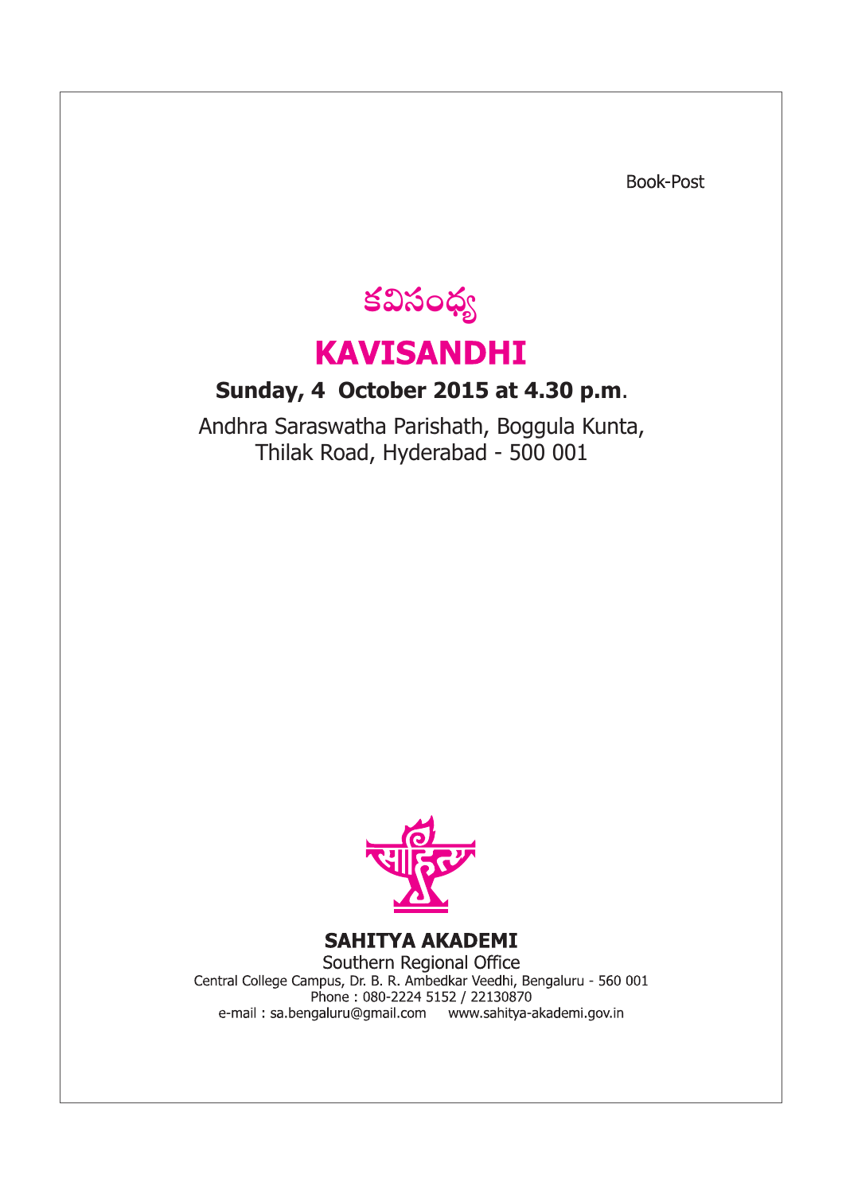Book-Post

# కవిసంధ్య

# KAVISANDHI

**Sunday, 4 October 2015 at 4.30 p.m**.

Andhra Saraswatha Parishath, Boggula Kunta,
Thilak Road, Hyderabad - 500 001

**SAHITYA AKADEMI**

Southern Regional Office

Central College Campus, Dr. B. R. Ambedkar Veedhi, Bengaluru - 560 001

Phone : 080-2224 5152 / 22130870

e-mail : sa.bengaluru@gmail.com www.sahitya-akademi.gov.in